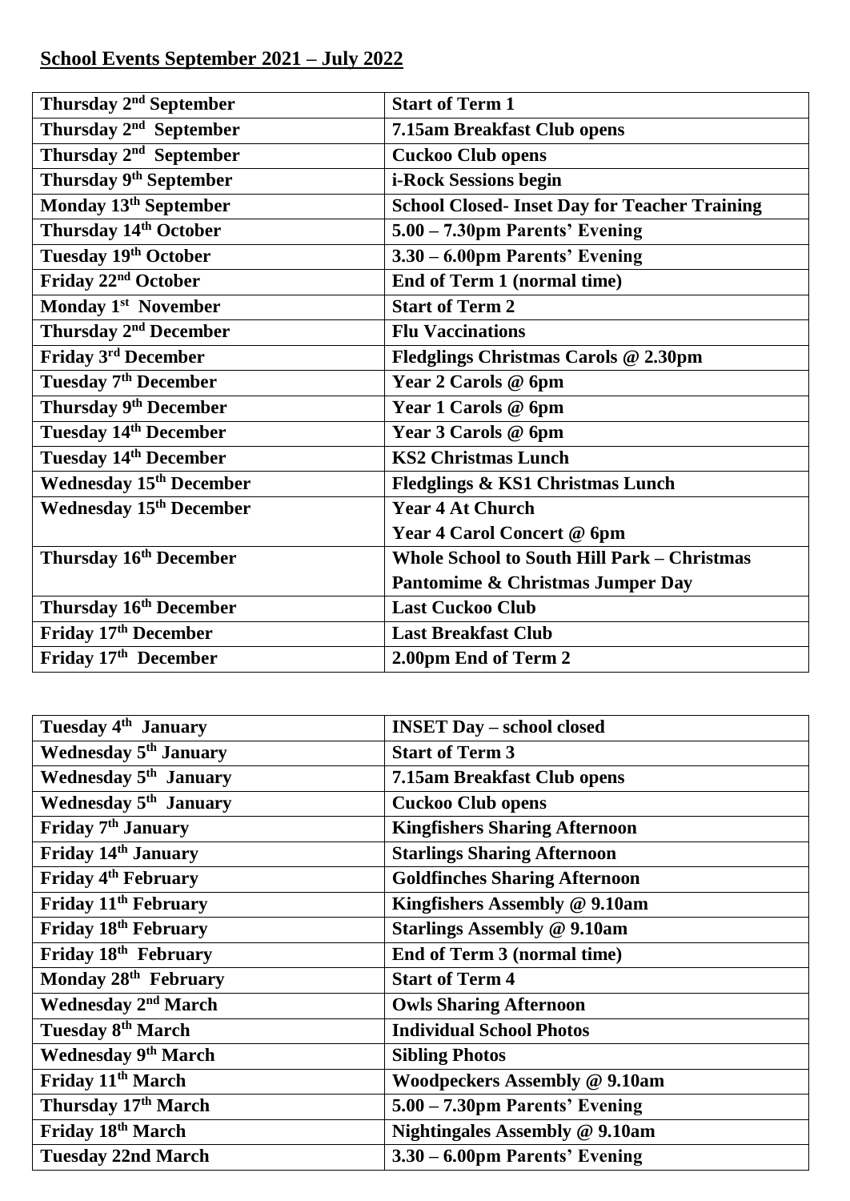**School Events September 2021 – July 2022**

| | |
|---|---|
| **Thursday 2nd September** | **Start of Term 1** |
| **Thursday 2nd September** | **7.15am Breakfast Club opens** |
| **Thursday 2nd September** | **Cuckoo Club opens** |
| **Thursday 9th September** | **i-Rock Sessions begin** |
| **Monday 13th September** | **School Closed- Inset Day for Teacher Training** |
| **Thursday 14th October** | **5.00 – 7.30pm Parents' Evening** |
| **Tuesday 19th October** | **3.30 – 6.00pm Parents' Evening** |
| **Friday 22nd October** | **End of Term 1 (normal time)** |
| **Monday 1st November** | **Start of Term 2** |
| **Thursday 2nd December** | **Flu Vaccinations** |
| **Friday 3rd December** | **Fledglings Christmas Carols @ 2.30pm** |
| **Tuesday 7th December** | **Year 2 Carols @ 6pm** |
| **Thursday 9th December** | **Year 1 Carols @ 6pm** |
| **Tuesday 14th December** | **Year 3 Carols @ 6pm** |
| **Tuesday 14th December** | **KS2 Christmas Lunch** |
| **Wednesday 15th December** | **Fledglings & KS1 Christmas Lunch** |
| **Wednesday 15th December** | **Year 4 At Church**<br>**Year 4 Carol Concert @ 6pm** |
| **Thursday 16th December** | **Whole School to South Hill Park – Christmas Pantomime & Christmas Jumper Day** |
| **Thursday 16th December** | **Last Cuckoo Club** |
| **Friday 17th December** | **Last Breakfast Club** |
| **Friday 17th December** | **2.00pm End of Term 2** |

| | |
|---|---|
| **Tuesday 4th January** | **INSET Day – school closed** |
| **Wednesday 5th January** | **Start of Term 3** |
| **Wednesday 5th January** | **7.15am Breakfast Club opens** |
| **Wednesday 5th January** | **Cuckoo Club opens** |
| **Friday 7th January** | **Kingfishers Sharing Afternoon** |
| **Friday 14th January** | **Starlings Sharing Afternoon** |
| **Friday 4th February** | **Goldfinches Sharing Afternoon** |
| **Friday 11th February** | **Kingfishers Assembly @ 9.10am** |
| **Friday 18th February** | **Starlings Assembly @ 9.10am** |
| **Friday 18th February** | **End of Term 3 (normal time)** |
| **Monday 28th February** | **Start of Term 4** |
| **Wednesday 2nd March** | **Owls Sharing Afternoon** |
| **Tuesday 8th March** | **Individual School Photos** |
| **Wednesday 9th March** | **Sibling Photos** |
| **Friday 11th March** | **Woodpeckers Assembly @ 9.10am** |
| **Thursday 17th March** | **5.00 – 7.30pm Parents' Evening** |
| **Friday 18th March** | **Nightingales Assembly @ 9.10am** |
| **Tuesday 22nd March** | **3.30 – 6.00pm Parents' Evening** |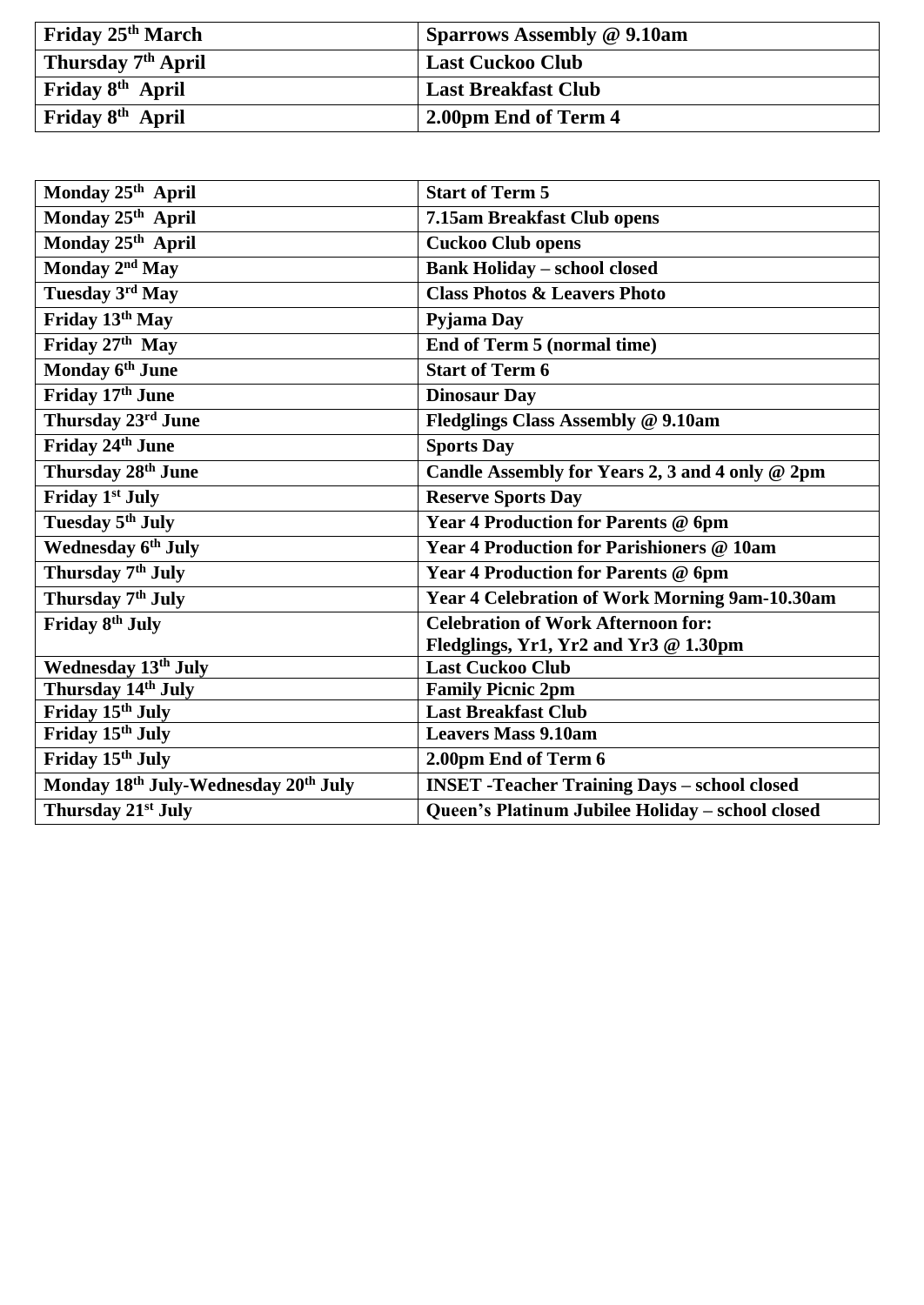| | |
|---|---|
| **Friday 25th March** | **Sparrows Assembly @ 9.10am** |
| **Thursday 7th April** | **Last Cuckoo Club** |
| **Friday 8th April** | **Last Breakfast Club** |
| **Friday 8th April** | **2.00pm End of Term 4** |

| | |
|---|---|
| **Monday 25th April** | **Start of Term 5** |
| **Monday 25th April** | **7.15am Breakfast Club opens** |
| **Monday 25th April** | **Cuckoo Club opens** |
| **Monday 2nd May** | **Bank Holiday – school closed** |
| **Tuesday 3rd May** | **Class Photos & Leavers Photo** |
| **Friday 13th May** | **Pyjama Day** |
| **Friday 27th May** | **End of Term 5 (normal time)** |
| **Monday 6th June** | **Start of Term 6** |
| **Friday 17th June** | **Dinosaur Day** |
| **Thursday 23rd June** | **Fledglings Class Assembly @ 9.10am** |
| **Friday 24th June** | **Sports Day** |
| **Thursday 28th June** | **Candle Assembly for Years 2, 3 and 4 only @ 2pm** |
| **Friday 1st July** | **Reserve Sports Day** |
| **Tuesday 5th July** | **Year 4 Production for Parents @ 6pm** |
| **Wednesday 6th July** | **Year 4 Production for Parishioners @ 10am** |
| **Thursday 7th July** | **Year 4 Production for Parents @ 6pm** |
| **Thursday 7th July** | **Year 4 Celebration of Work Morning 9am-10.30am** |
| **Friday 8th July** | **Celebration of Work Afternoon for: Fledglings, Yr1, Yr2 and Yr3 @ 1.30pm** |
| **Wednesday 13th July** | **Last Cuckoo Club** |
| **Thursday 14th July** | **Family Picnic 2pm** |
| **Friday 15th July** | **Last Breakfast Club** |
| **Friday 15th July** | **Leavers Mass 9.10am** |
| **Friday 15th July** | **2.00pm End of Term 6** |
| **Monday 18th July-Wednesday 20th July** | **INSET -Teacher Training Days – school closed** |
| **Thursday 21st July** | **Queen's Platinum Jubilee Holiday – school closed** |